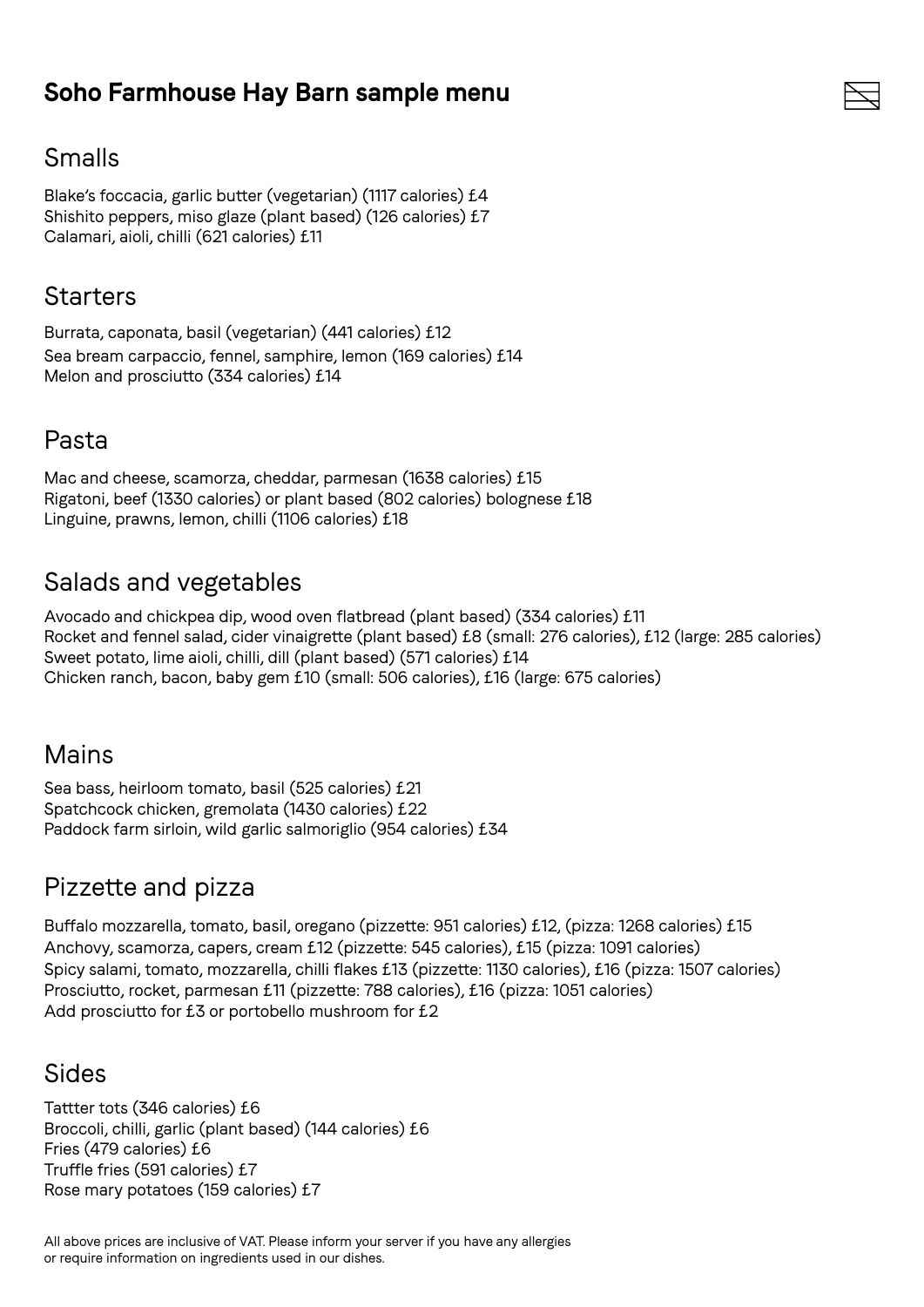# Soho Farmhouse Hay Barn sample menu

## Smalls

Blake's foccacia, garlic butter (vegetarian) (1117 calories) £4
Shishito peppers, miso glaze (plant based) (126 calories) £7
Calamari, aioli, chilli (621 calories) £11

## Starters

Burrata, caponata, basil (vegetarian) (441 calories) £12
Sea bream carpaccio, fennel, samphire, lemon (169 calories) £14
Melon and prosciutto (334 calories) £14

## Pasta

Mac and cheese, scamorza, cheddar, parmesan (1638 calories) £15
Rigatoni, beef (1330 calories) or plant based (802 calories) bolognese £18
Linguine, prawns, lemon, chilli (1106 calories) £18

## Salads and vegetables

Avocado and chickpea dip, wood oven flatbread (plant based) (334 calories) £11
Rocket and fennel salad, cider vinaigrette (plant based) £8 (small: 276 calories), £12 (large: 285 calories)
Sweet potato, lime aioli, chilli, dill (plant based) (571 calories) £14
Chicken ranch, bacon, baby gem £10 (small: 506 calories), £16 (large: 675 calories)

## Mains

Sea bass, heirloom tomato, basil (525 calories) £21
Spatchcock chicken, gremolata (1430 calories) £22
Paddock farm sirloin, wild garlic salmoriglio (954 calories) £34

## Pizzette and pizza

Buffalo mozzarella, tomato, basil, oregano (pizzette: 951 calories) £12, (pizza: 1268 calories) £15
Anchovy, scamorza, capers, cream £12 (pizzette: 545 calories), £15 (pizza: 1091 calories)
Spicy salami, tomato, mozzarella, chilli flakes £13 (pizzette: 1130 calories), £16 (pizza: 1507 calories)
Prosciutto, rocket, parmesan £11 (pizzette: 788 calories), £16 (pizza: 1051 calories)
Add prosciutto for £3 or portobello mushroom for £2

## Sides

Tattter tots (346 calories) £6
Broccoli, chilli, garlic (plant based) (144 calories) £6
Fries (479 calories) £6
Truffle fries (591 calories) £7
Rose mary potatoes (159 calories) £7

All above prices are inclusive of VAT. Please inform your server if you have any allergies or require information on ingredients used in our dishes.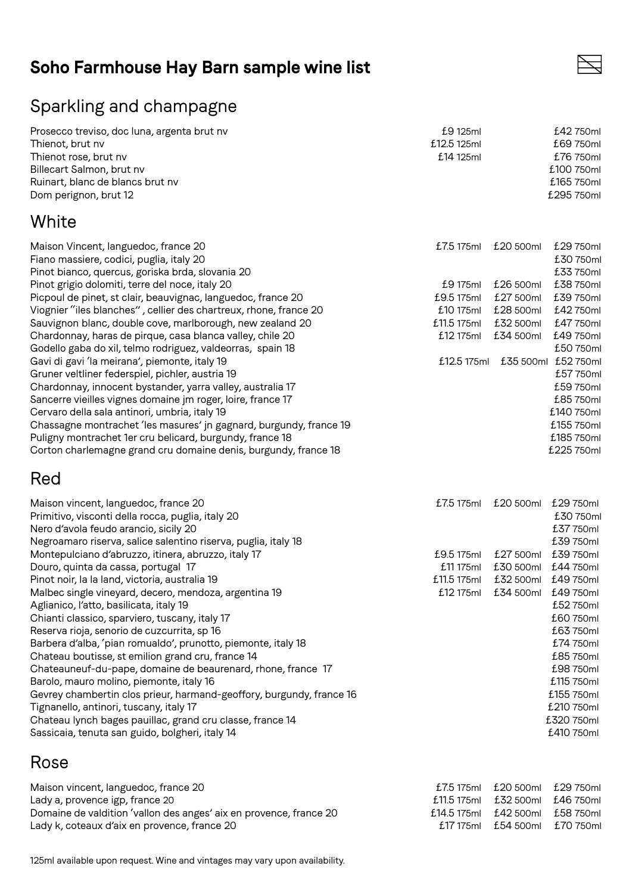# Soho Farmhouse Hay Barn sample wine list

## Sparkling and champagne

| | | | |
|---|---|---|---|
| Prosecco treviso, doc luna, argenta brut nv | £9 125ml | | £42 750ml |
| Thienot, brut nv | £12.5 125ml | | £69 750ml |
| Thienot rose, brut nv | £14 125ml | | £76 750ml |
| Billecart Salmon, brut nv | | | £100 750ml |
| Ruinart, blanc de blancs brut nv | | | £165 750ml |
| Dom perignon, brut 12 | | | £295 750ml |

## White

| | | | |
|---|---|---|---|
| Maison Vincent, languedoc, france 20 | £7.5 175ml | £20 500ml | £29 750ml |
| Fiano massiere, codici, puglia, italy 20 | | | £30 750ml |
| Pinot bianco, quercus, goriska brda, slovania 20 | | | £33 750ml |
| Pinot grigio dolomiti, terre del noce, italy 20 | £9 175ml | £26 500ml | £38 750ml |
| Picpoul de pinet, st clair, beauvignac, languedoc, france 20 | £9.5 175ml | £27 500ml | £39 750ml |
| Viognier "iles blanches" , cellier des chartreux, rhone, france 20 | £10 175ml | £28 500ml | £42 750ml |
| Sauvignon blanc, double cove, marlborough, new zealand 20 | £11.5 175ml | £32 500ml | £47 750ml |
| Chardonnay, haras de pirque, casa blanca valley, chile 20 | £12 175ml | £34 500ml | £49 750ml |
| Godello gaba do xil, telmo rodriguez, valdeorras, spain 18 | | | £50 750ml |
| Gavi di gavi 'la meirana', piemonte, italy 19 | £12.5 175ml | £35 500ml | £52 750ml |
| Gruner veltliner federspiel, pichler, austria 19 | | | £57 750ml |
| Chardonnay, innocent bystander, yarra valley, australia 17 | | | £59 750ml |
| Sancerre vieilles vignes domaine jm roger, loire, france 17 | | | £85 750ml |
| Cervaro della sala antinori, umbria, italy 19 | | | £140 750ml |
| Chassagne montrachet 'les masures' jn gagnard, burgundy, france 19 | | | £155 750ml |
| Puligny montrachet 1er cru belicard, burgundy, france 18 | | | £185 750ml |
| Corton charlemagne grand cru domaine denis, burgundy, france 18 | | | £225 750ml |

## Red

| | | | |
|---|---|---|---|
| Maison vincent, languedoc, france 20 | £7.5 175ml | £20 500ml | £29 750ml |
| Primitivo, visconti della rocca, puglia, italy 20 | | | £30 750ml |
| Nero d'avola feudo arancio, sicily 20 | | | £37 750ml |
| Negroamaro riserva, salice salentino riserva, puglia, italy 18 | | | £39 750ml |
| Montepulciano d'abruzzo, itinera, abruzzo, italy 17 | £9.5 175ml | £27 500ml | £39 750ml |
| Douro, quinta da cassa, portugal 17 | £11 175ml | £30 500ml | £44 750ml |
| Pinot noir, la la land, victoria, australia 19 | £11.5 175ml | £32 500ml | £49 750ml |
| Malbec single vineyard, decero, mendoza, argentina 19 | £12 175ml | £34 500ml | £49 750ml |
| Aglianico, l'atto, basilicata, italy 19 | | | £52 750ml |
| Chianti classico, sparviero, tuscany, italy 17 | | | £60 750ml |
| Reserva rioja, senorio de cuzcurrita, sp 16 | | | £63 750ml |
| Barbera d'alba, 'pian romualdo', prunotto, piemonte, italy 18 | | | £74 750ml |
| Chateau boutisse, st emilion grand cru, france 14 | | | £85 750ml |
| Chateauneuf-du-pape, domaine de beaurenard, rhone, france 17 | | | £98 750ml |
| Barolo, mauro molino, piemonte, italy 16 | | | £115 750ml |
| Gevrey chambertin clos prieur, harmand-geoffory, burgundy, france 16 | | | £155 750ml |
| Tignanello, antinori, tuscany, italy 17 | | | £210 750ml |
| Chateau lynch bages pauillac, grand cru classe, france 14 | | | £320 750ml |
| Sassicaia, tenuta san guido, bolgheri, italy 14 | | | £410 750ml |

## Rose

| | | | |
|---|---|---|---|
| Maison vincent, languedoc, france 20 | £7.5 175ml | £20 500ml | £29 750ml |
| Lady a, provence igp, france 20 | £11.5 175ml | £32 500ml | £46 750ml |
| Domaine de valdition 'vallon des anges' aix en provence, france 20 | £14.5 175ml | £42 500ml | £58 750ml |
| Lady k, coteaux d'aix en provence, france 20 | £17 175ml | £54 500ml | £70 750ml |

125ml available upon request. Wine and vintages may vary upon availability.